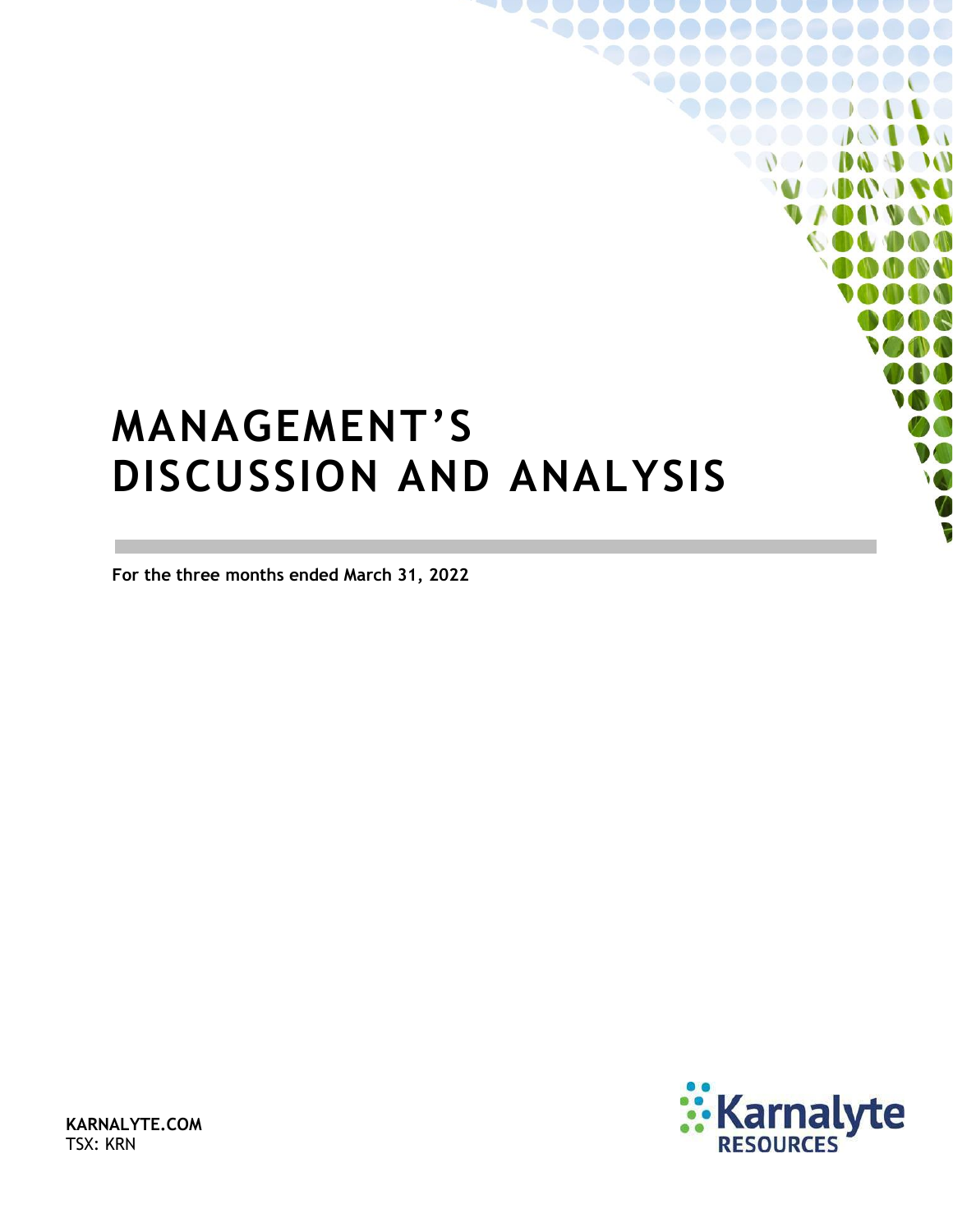# MANAGEMENT'S DISCUSSION AND ANALYSIS

**For the three months ended March 31, 2022**

**KARNALYTE.COM**
TSX: KRN

Karnalyte
RESOURCES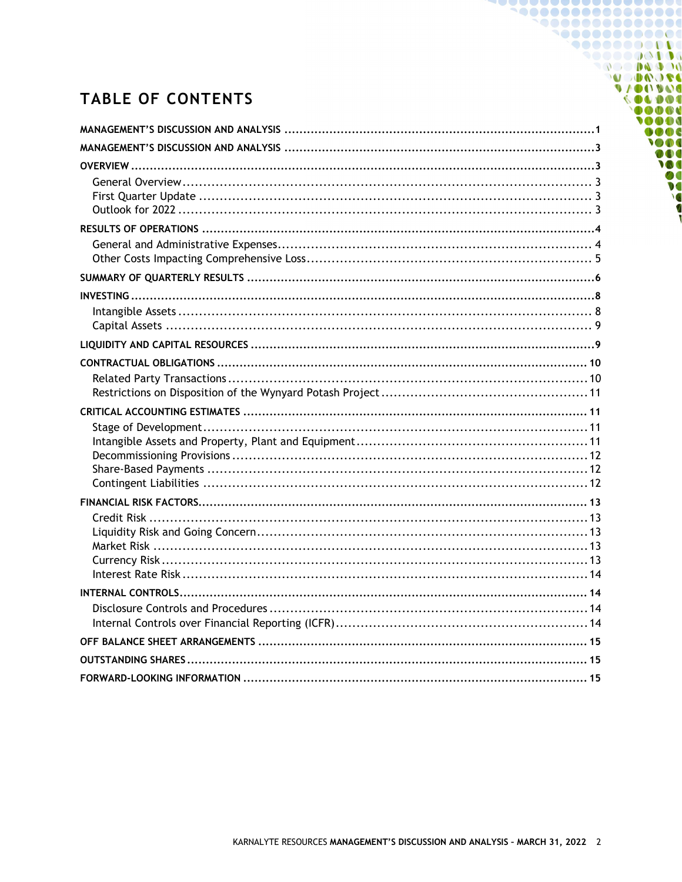# TABLE OF CONTENTS

**MANAGEMENT'S DISCUSSION AND ANALYSIS** ..... 1

**MANAGEMENT'S DISCUSSION AND ANALYSIS** ..... 3

**OVERVIEW** ..... 3

- General Overview ..... 3
- First Quarter Update ..... 3
- Outlook for 2022 ..... 3

**RESULTS OF OPERATIONS** ..... 4

- General and Administrative Expenses ..... 4
- Other Costs Impacting Comprehensive Loss ..... 5

**SUMMARY OF QUARTERLY RESULTS** ..... 6

**INVESTING** ..... 8

- Intangible Assets ..... 8
- Capital Assets ..... 9

**LIQUIDITY AND CAPITAL RESOURCES** ..... 9

**CONTRACTUAL OBLIGATIONS** ..... 10

- Related Party Transactions ..... 10
- Restrictions on Disposition of the Wynyard Potash Project ..... 11

**CRITICAL ACCOUNTING ESTIMATES** ..... 11

- Stage of Development ..... 11
- Intangible Assets and Property, Plant and Equipment ..... 11
- Decommissioning Provisions ..... 12
- Share-Based Payments ..... 12
- Contingent Liabilities ..... 12

**FINANCIAL RISK FACTORS** ..... 13

- Credit Risk ..... 13
- Liquidity Risk and Going Concern ..... 13
- Market Risk ..... 13
- Currency Risk ..... 13
- Interest Rate Risk ..... 14

**INTERNAL CONTROLS** ..... 14

- Disclosure Controls and Procedures ..... 14
- Internal Controls over Financial Reporting (ICFR) ..... 14

**OFF BALANCE SHEET ARRANGEMENTS** ..... 15

**OUTSTANDING SHARES** ..... 15

**FORWARD-LOOKING INFORMATION** ..... 15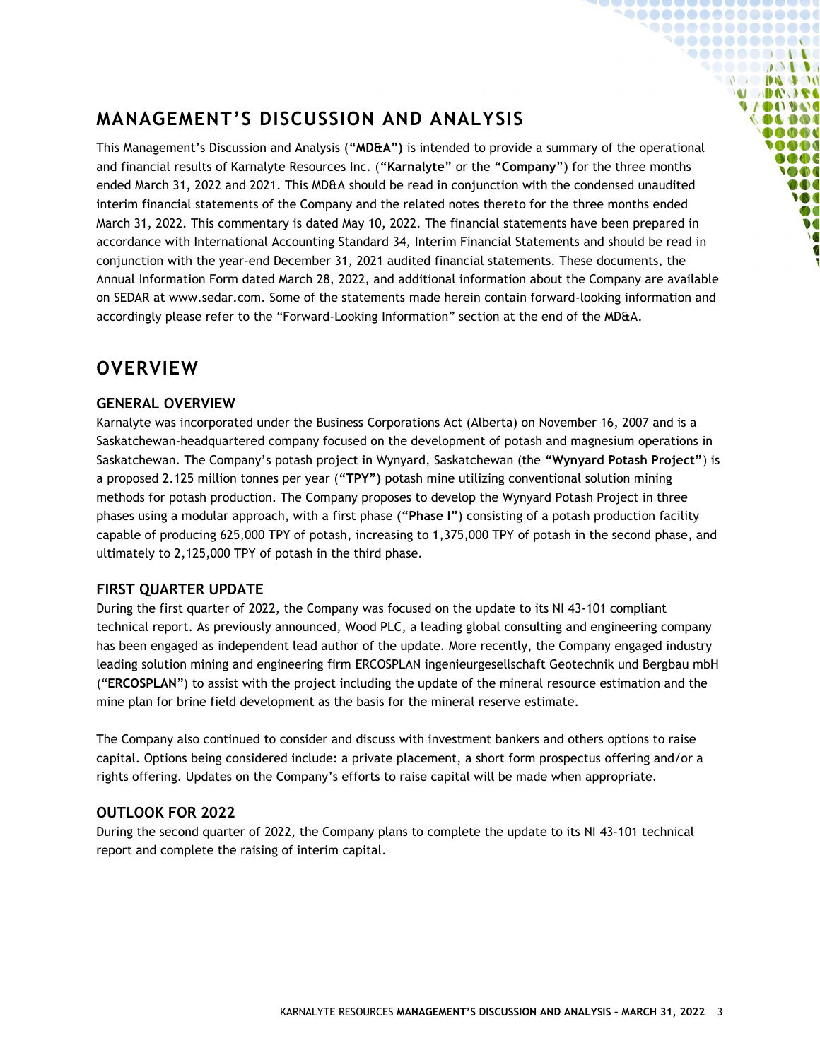# MANAGEMENT'S DISCUSSION AND ANALYSIS

This Management's Discussion and Analysis (**"MD&A")** is intended to provide a summary of the operational and financial results of Karnalyte Resources Inc. (**"Karnalyte"** or the **"Company")** for the three months ended March 31, 2022 and 2021. This MD&A should be read in conjunction with the condensed unaudited interim financial statements of the Company and the related notes thereto for the three months ended March 31, 2022. This commentary is dated May 10, 2022. The financial statements have been prepared in accordance with International Accounting Standard 34, Interim Financial Statements and should be read in conjunction with the year-end December 31, 2021 audited financial statements. These documents, the Annual Information Form dated March 28, 2022, and additional information about the Company are available on SEDAR at www.sedar.com. Some of the statements made herein contain forward-looking information and accordingly please refer to the "Forward-Looking Information" section at the end of the MD&A.

# OVERVIEW

### GENERAL OVERVIEW

Karnalyte was incorporated under the Business Corporations Act (Alberta) on November 16, 2007 and is a Saskatchewan-headquartered company focused on the development of potash and magnesium operations in Saskatchewan. The Company's potash project in Wynyard, Saskatchewan (the **"Wynyard Potash Project"**) is a proposed 2.125 million tonnes per year (**"TPY")** potash mine utilizing conventional solution mining methods for potash production. The Company proposes to develop the Wynyard Potash Project in three phases using a modular approach, with a first phase (**"Phase I"**) consisting of a potash production facility capable of producing 625,000 TPY of potash, increasing to 1,375,000 TPY of potash in the second phase, and ultimately to 2,125,000 TPY of potash in the third phase.

### FIRST QUARTER UPDATE

During the first quarter of 2022, the Company was focused on the update to its NI 43-101 compliant technical report. As previously announced, Wood PLC, a leading global consulting and engineering company has been engaged as independent lead author of the update. More recently, the Company engaged industry leading solution mining and engineering firm ERCOSPLAN ingenieurgesellschaft Geotechnik und Bergbau mbH ("**ERCOSPLAN**") to assist with the project including the update of the mineral resource estimation and the mine plan for brine field development as the basis for the mineral reserve estimate.

The Company also continued to consider and discuss with investment bankers and others options to raise capital. Options being considered include: a private placement, a short form prospectus offering and/or a rights offering. Updates on the Company's efforts to raise capital will be made when appropriate.

### OUTLOOK FOR 2022

During the second quarter of 2022, the Company plans to complete the update to its NI 43-101 technical report and complete the raising of interim capital.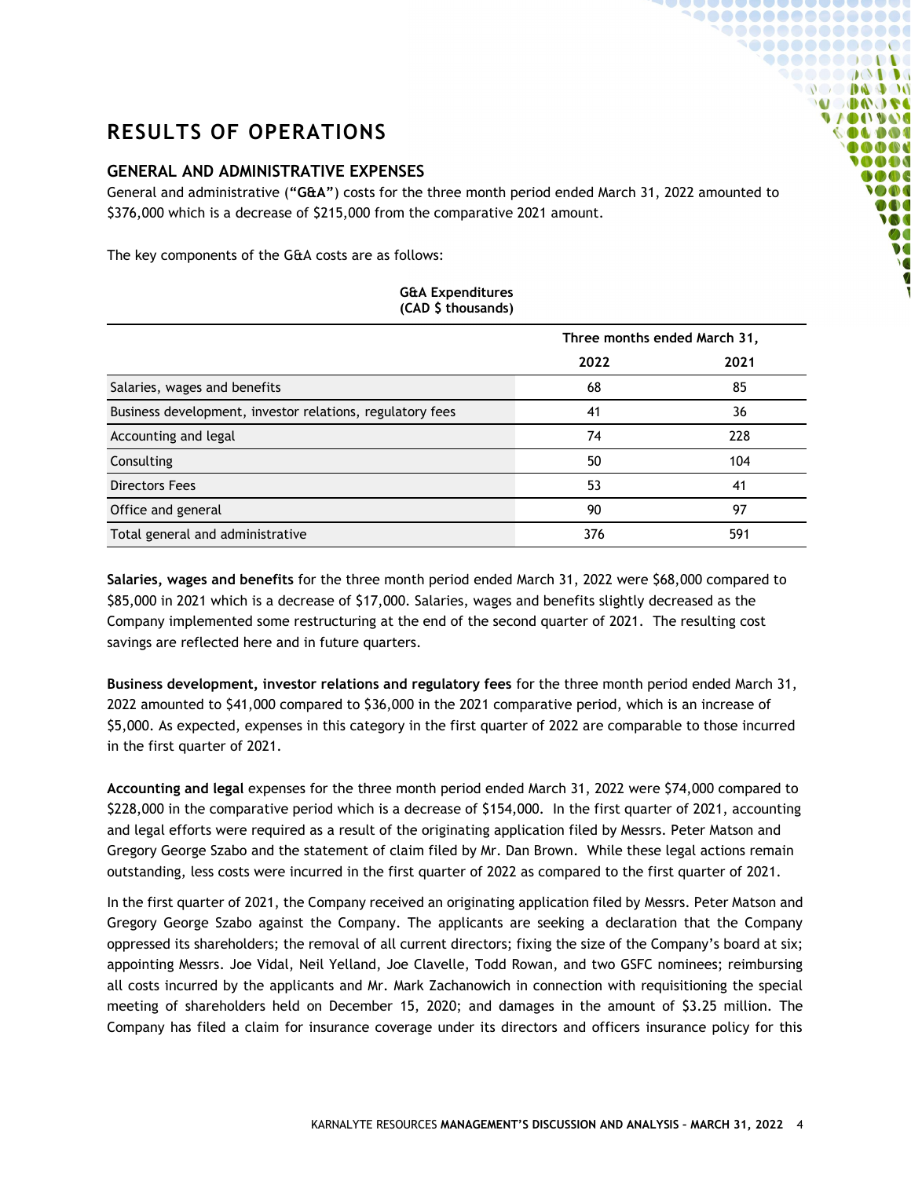# RESULTS OF OPERATIONS

## GENERAL AND ADMINISTRATIVE EXPENSES

General and administrative (**"G&A"**) costs for the three month period ended March 31, 2022 amounted to $376,000 which is a decrease of $215,000 from the comparative 2021 amount.

The key components of the G&A costs are as follows:

**G&A Expenditures (CAD $ thousands)**

| | Three months ended March 31, | |
|---|---|---|
| | **2022** | **2021** |
| Salaries, wages and benefits | 68 | 85 |
| Business development, investor relations, regulatory fees | 41 | 36 |
| Accounting and legal | 74 | 228 |
| Consulting | 50 | 104 |
| Directors Fees | 53 | 41 |
| Office and general | 90 | 97 |
| Total general and administrative | 376 | 591 |

**Salaries, wages and benefits** for the three month period ended March 31, 2022 were $68,000 compared to $85,000 in 2021 which is a decrease of $17,000. Salaries, wages and benefits slightly decreased as the Company implemented some restructuring at the end of the second quarter of 2021. The resulting cost savings are reflected here and in future quarters.

**Business development, investor relations and regulatory fees** for the three month period ended March 31, 2022 amounted to $41,000 compared to $36,000 in the 2021 comparative period, which is an increase of $5,000. As expected, expenses in this category in the first quarter of 2022 are comparable to those incurred in the first quarter of 2021.

**Accounting and legal** expenses for the three month period ended March 31, 2022 were $74,000 compared to $228,000 in the comparative period which is a decrease of $154,000. In the first quarter of 2021, accounting and legal efforts were required as a result of the originating application filed by Messrs. Peter Matson and Gregory George Szabo and the statement of claim filed by Mr. Dan Brown. While these legal actions remain outstanding, less costs were incurred in the first quarter of 2022 as compared to the first quarter of 2021.

In the first quarter of 2021, the Company received an originating application filed by Messrs. Peter Matson and Gregory George Szabo against the Company. The applicants are seeking a declaration that the Company oppressed its shareholders; the removal of all current directors; fixing the size of the Company's board at six; appointing Messrs. Joe Vidal, Neil Yelland, Joe Clavelle, Todd Rowan, and two GSFC nominees; reimbursing all costs incurred by the applicants and Mr. Mark Zachanowich in connection with requisitioning the special meeting of shareholders held on December 15, 2020; and damages in the amount of $3.25 million. The Company has filed a claim for insurance coverage under its directors and officers insurance policy for this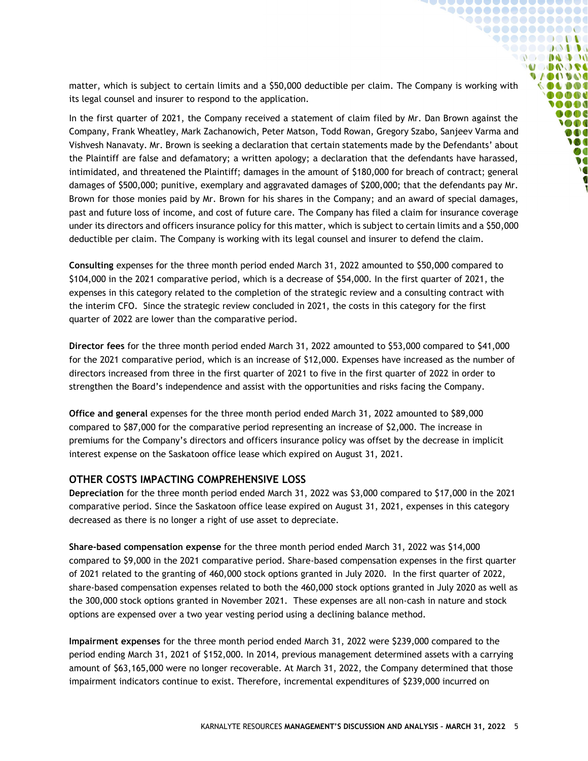matter, which is subject to certain limits and a $50,000 deductible per claim. The Company is working with its legal counsel and insurer to respond to the application.

In the first quarter of 2021, the Company received a statement of claim filed by Mr. Dan Brown against the Company, Frank Wheatley, Mark Zachanowich, Peter Matson, Todd Rowan, Gregory Szabo, Sanjeev Varma and Vishvesh Nanavaty. Mr. Brown is seeking a declaration that certain statements made by the Defendants' about the Plaintiff are false and defamatory; a written apology; a declaration that the defendants have harassed, intimidated, and threatened the Plaintiff; damages in the amount of $180,000 for breach of contract; general damages of $500,000; punitive, exemplary and aggravated damages of $200,000; that the defendants pay Mr. Brown for those monies paid by Mr. Brown for his shares in the Company; and an award of special damages, past and future loss of income, and cost of future care. The Company has filed a claim for insurance coverage under its directors and officers insurance policy for this matter, which is subject to certain limits and a $50,000 deductible per claim. The Company is working with its legal counsel and insurer to defend the claim.

**Consulting** expenses for the three month period ended March 31, 2022 amounted to $50,000 compared to $104,000 in the 2021 comparative period, which is a decrease of $54,000. In the first quarter of 2021, the expenses in this category related to the completion of the strategic review and a consulting contract with the interim CFO. Since the strategic review concluded in 2021, the costs in this category for the first quarter of 2022 are lower than the comparative period.

**Director fees** for the three month period ended March 31, 2022 amounted to $53,000 compared to $41,000 for the 2021 comparative period, which is an increase of $12,000. Expenses have increased as the number of directors increased from three in the first quarter of 2021 to five in the first quarter of 2022 in order to strengthen the Board's independence and assist with the opportunities and risks facing the Company.

**Office and general** expenses for the three month period ended March 31, 2022 amounted to $89,000 compared to $87,000 for the comparative period representing an increase of $2,000. The increase in premiums for the Company's directors and officers insurance policy was offset by the decrease in implicit interest expense on the Saskatoon office lease which expired on August 31, 2021.

## OTHER COSTS IMPACTING COMPREHENSIVE LOSS

**Depreciation** for the three month period ended March 31, 2022 was $3,000 compared to $17,000 in the 2021 comparative period. Since the Saskatoon office lease expired on August 31, 2021, expenses in this category decreased as there is no longer a right of use asset to depreciate.

**Share-based compensation expense** for the three month period ended March 31, 2022 was $14,000 compared to $9,000 in the 2021 comparative period. Share-based compensation expenses in the first quarter of 2021 related to the granting of 460,000 stock options granted in July 2020. In the first quarter of 2022, share-based compensation expenses related to both the 460,000 stock options granted in July 2020 as well as the 300,000 stock options granted in November 2021. These expenses are all non-cash in nature and stock options are expensed over a two year vesting period using a declining balance method.

**Impairment expenses** for the three month period ended March 31, 2022 were $239,000 compared to the period ending March 31, 2021 of $152,000. In 2014, previous management determined assets with a carrying amount of $63,165,000 were no longer recoverable. At March 31, 2022, the Company determined that those impairment indicators continue to exist. Therefore, incremental expenditures of $239,000 incurred on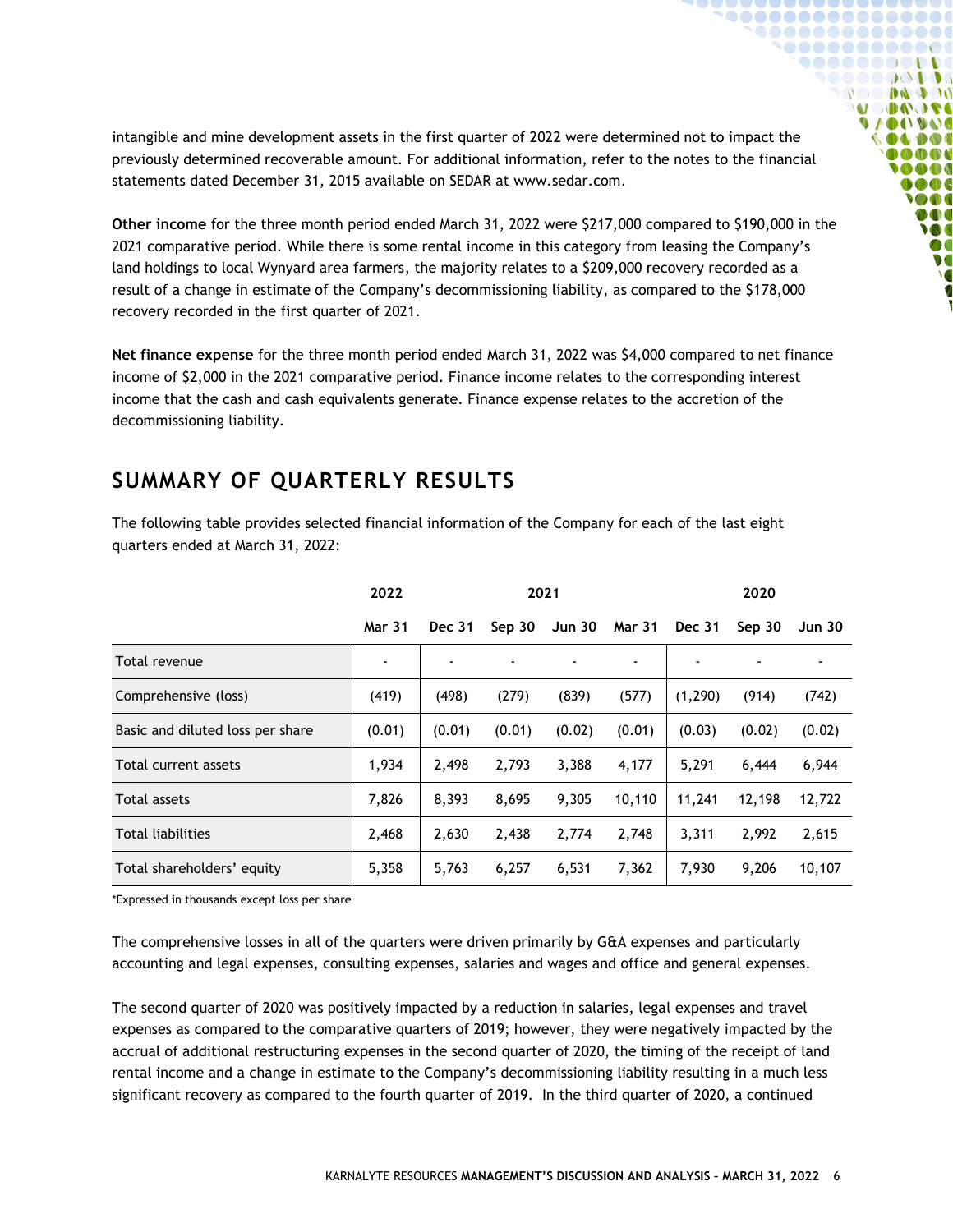intangible and mine development assets in the first quarter of 2022 were determined not to impact the previously determined recoverable amount. For additional information, refer to the notes to the financial statements dated December 31, 2015 available on SEDAR at www.sedar.com.

**Other income** for the three month period ended March 31, 2022 were $217,000 compared to $190,000 in the 2021 comparative period. While there is some rental income in this category from leasing the Company's land holdings to local Wynyard area farmers, the majority relates to a $209,000 recovery recorded as a result of a change in estimate of the Company's decommissioning liability, as compared to the $178,000 recovery recorded in the first quarter of 2021.

**Net finance expense** for the three month period ended March 31, 2022 was $4,000 compared to net finance income of $2,000 in the 2021 comparative period. Finance income relates to the corresponding interest income that the cash and cash equivalents generate. Finance expense relates to the accretion of the decommissioning liability.

## SUMMARY OF QUARTERLY RESULTS

The following table provides selected financial information of the Company for each of the last eight quarters ended at March 31, 2022:

| | 2022 | 2021 | | | | 2020 | | |
|---|---|---|---|---|---|---|---|---|
| | **Mar 31** | **Dec 31** | **Sep 30** | **Jun 30** | **Mar 31** | **Dec 31** | **Sep 30** | **Jun 30** |
| Total revenue | - | - | - | - | - | - | - | - |
| Comprehensive (loss) | (419) | (498) | (279) | (839) | (577) | (1,290) | (914) | (742) |
| Basic and diluted loss per share | (0.01) | (0.01) | (0.01) | (0.02) | (0.01) | (0.03) | (0.02) | (0.02) |
| Total current assets | 1,934 | 2,498 | 2,793 | 3,388 | 4,177 | 5,291 | 6,444 | 6,944 |
| Total assets | 7,826 | 8,393 | 8,695 | 9,305 | 10,110 | 11,241 | 12,198 | 12,722 |
| Total liabilities | 2,468 | 2,630 | 2,438 | 2,774 | 2,748 | 3,311 | 2,992 | 2,615 |
| Total shareholders' equity | 5,358 | 5,763 | 6,257 | 6,531 | 7,362 | 7,930 | 9,206 | 10,107 |

*Expressed in thousands except loss per share

The comprehensive losses in all of the quarters were driven primarily by G&A expenses and particularly accounting and legal expenses, consulting expenses, salaries and wages and office and general expenses.

The second quarter of 2020 was positively impacted by a reduction in salaries, legal expenses and travel expenses as compared to the comparative quarters of 2019; however, they were negatively impacted by the accrual of additional restructuring expenses in the second quarter of 2020, the timing of the receipt of land rental income and a change in estimate to the Company's decommissioning liability resulting in a much less significant recovery as compared to the fourth quarter of 2019. In the third quarter of 2020, a continued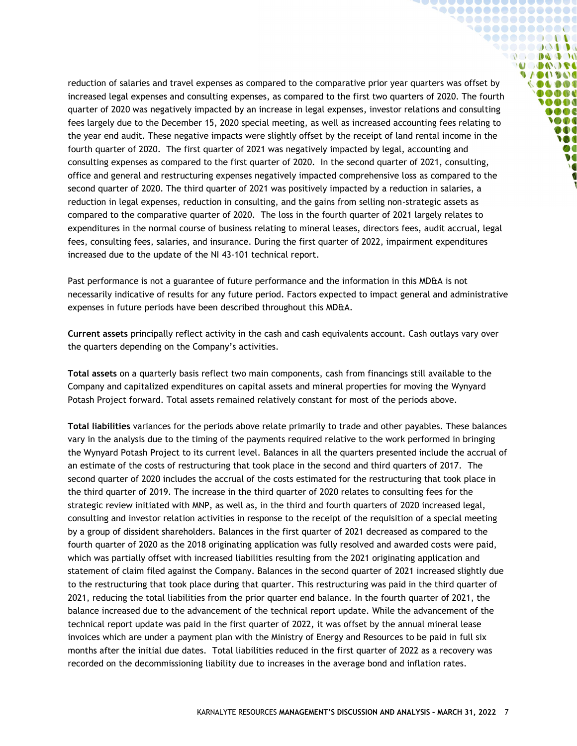reduction of salaries and travel expenses as compared to the comparative prior year quarters was offset by increased legal expenses and consulting expenses, as compared to the first two quarters of 2020. The fourth quarter of 2020 was negatively impacted by an increase in legal expenses, investor relations and consulting fees largely due to the December 15, 2020 special meeting, as well as increased accounting fees relating to the year end audit. These negative impacts were slightly offset by the receipt of land rental income in the fourth quarter of 2020. The first quarter of 2021 was negatively impacted by legal, accounting and consulting expenses as compared to the first quarter of 2020. In the second quarter of 2021, consulting, office and general and restructuring expenses negatively impacted comprehensive loss as compared to the second quarter of 2020. The third quarter of 2021 was positively impacted by a reduction in salaries, a reduction in legal expenses, reduction in consulting, and the gains from selling non-strategic assets as compared to the comparative quarter of 2020. The loss in the fourth quarter of 2021 largely relates to expenditures in the normal course of business relating to mineral leases, directors fees, audit accrual, legal fees, consulting fees, salaries, and insurance. During the first quarter of 2022, impairment expenditures increased due to the update of the NI 43-101 technical report.

Past performance is not a guarantee of future performance and the information in this MD&A is not necessarily indicative of results for any future period. Factors expected to impact general and administrative expenses in future periods have been described throughout this MD&A.

**Current assets** principally reflect activity in the cash and cash equivalents account. Cash outlays vary over the quarters depending on the Company's activities.

**Total assets** on a quarterly basis reflect two main components, cash from financings still available to the Company and capitalized expenditures on capital assets and mineral properties for moving the Wynyard Potash Project forward. Total assets remained relatively constant for most of the periods above.

**Total liabilities** variances for the periods above relate primarily to trade and other payables. These balances vary in the analysis due to the timing of the payments required relative to the work performed in bringing the Wynyard Potash Project to its current level. Balances in all the quarters presented include the accrual of an estimate of the costs of restructuring that took place in the second and third quarters of 2017. The second quarter of 2020 includes the accrual of the costs estimated for the restructuring that took place in the third quarter of 2019. The increase in the third quarter of 2020 relates to consulting fees for the strategic review initiated with MNP, as well as, in the third and fourth quarters of 2020 increased legal, consulting and investor relation activities in response to the receipt of the requisition of a special meeting by a group of dissident shareholders. Balances in the first quarter of 2021 decreased as compared to the fourth quarter of 2020 as the 2018 originating application was fully resolved and awarded costs were paid, which was partially offset with increased liabilities resulting from the 2021 originating application and statement of claim filed against the Company. Balances in the second quarter of 2021 increased slightly due to the restructuring that took place during that quarter. This restructuring was paid in the third quarter of 2021, reducing the total liabilities from the prior quarter end balance. In the fourth quarter of 2021, the balance increased due to the advancement of the technical report update. While the advancement of the technical report update was paid in the first quarter of 2022, it was offset by the annual mineral lease invoices which are under a payment plan with the Ministry of Energy and Resources to be paid in full six months after the initial due dates. Total liabilities reduced in the first quarter of 2022 as a recovery was recorded on the decommissioning liability due to increases in the average bond and inflation rates.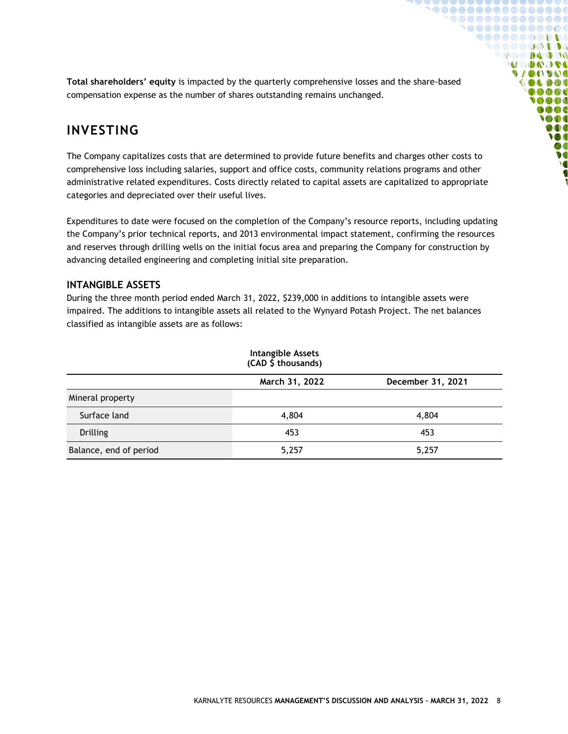**Total shareholders' equity** is impacted by the quarterly comprehensive losses and the share-based compensation expense as the number of shares outstanding remains unchanged.

## INVESTING

The Company capitalizes costs that are determined to provide future benefits and charges other costs to comprehensive loss including salaries, support and office costs, community relations programs and other administrative related expenditures. Costs directly related to capital assets are capitalized to appropriate categories and depreciated over their useful lives.

Expenditures to date were focused on the completion of the Company's resource reports, including updating the Company's prior technical reports, and 2013 environmental impact statement, confirming the resources and reserves through drilling wells on the initial focus area and preparing the Company for construction by advancing detailed engineering and completing initial site preparation.

### INTANGIBLE ASSETS

During the three month period ended March 31, 2022, $239,000 in additions to intangible assets were impaired. The additions to intangible assets all related to the Wynyard Potash Project. The net balances classified as intangible assets are as follows:

**Intangible Assets**
**(CAD $ thousands)**

| | March 31, 2022 | December 31, 2021 |
|---|---|---|
| Mineral property | | |
| Surface land | 4,804 | 4,804 |
| Drilling | 453 | 453 |
| Balance, end of period | 5,257 | 5,257 |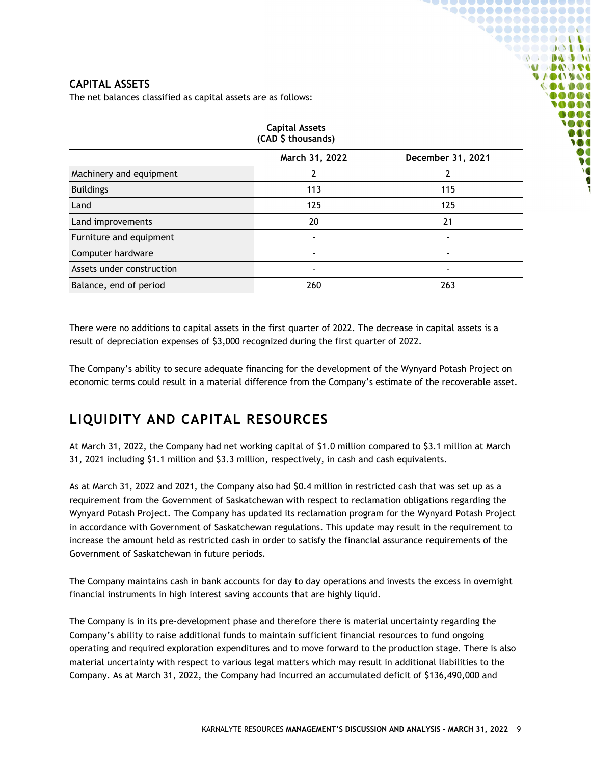## CAPITAL ASSETS

The net balances classified as capital assets are as follows:

| Capital Assets (CAD $ thousands) | | |
|---|---|---|
| | March 31, 2022 | December 31, 2021 |
| Machinery and equipment | 2 | 2 |
| Buildings | 113 | 115 |
| Land | 125 | 125 |
| Land improvements | 20 | 21 |
| Furniture and equipment | - | - |
| Computer hardware | - | - |
| Assets under construction | - | - |
| Balance, end of period | 260 | 263 |

There were no additions to capital assets in the first quarter of 2022. The decrease in capital assets is a result of depreciation expenses of $3,000 recognized during the first quarter of 2022.

The Company's ability to secure adequate financing for the development of the Wynyard Potash Project on economic terms could result in a material difference from the Company's estimate of the recoverable asset.

# LIQUIDITY AND CAPITAL RESOURCES

At March 31, 2022, the Company had net working capital of $1.0 million compared to $3.1 million at March 31, 2021 including $1.1 million and $3.3 million, respectively, in cash and cash equivalents.

As at March 31, 2022 and 2021, the Company also had $0.4 million in restricted cash that was set up as a requirement from the Government of Saskatchewan with respect to reclamation obligations regarding the Wynyard Potash Project. The Company has updated its reclamation program for the Wynyard Potash Project in accordance with Government of Saskatchewan regulations. This update may result in the requirement to increase the amount held as restricted cash in order to satisfy the financial assurance requirements of the Government of Saskatchewan in future periods.

The Company maintains cash in bank accounts for day to day operations and invests the excess in overnight financial instruments in high interest saving accounts that are highly liquid.

The Company is in its pre-development phase and therefore there is material uncertainty regarding the Company's ability to raise additional funds to maintain sufficient financial resources to fund ongoing operating and required exploration expenditures and to move forward to the production stage. There is also material uncertainty with respect to various legal matters which may result in additional liabilities to the Company. As at March 31, 2022, the Company had incurred an accumulated deficit of $136,490,000 and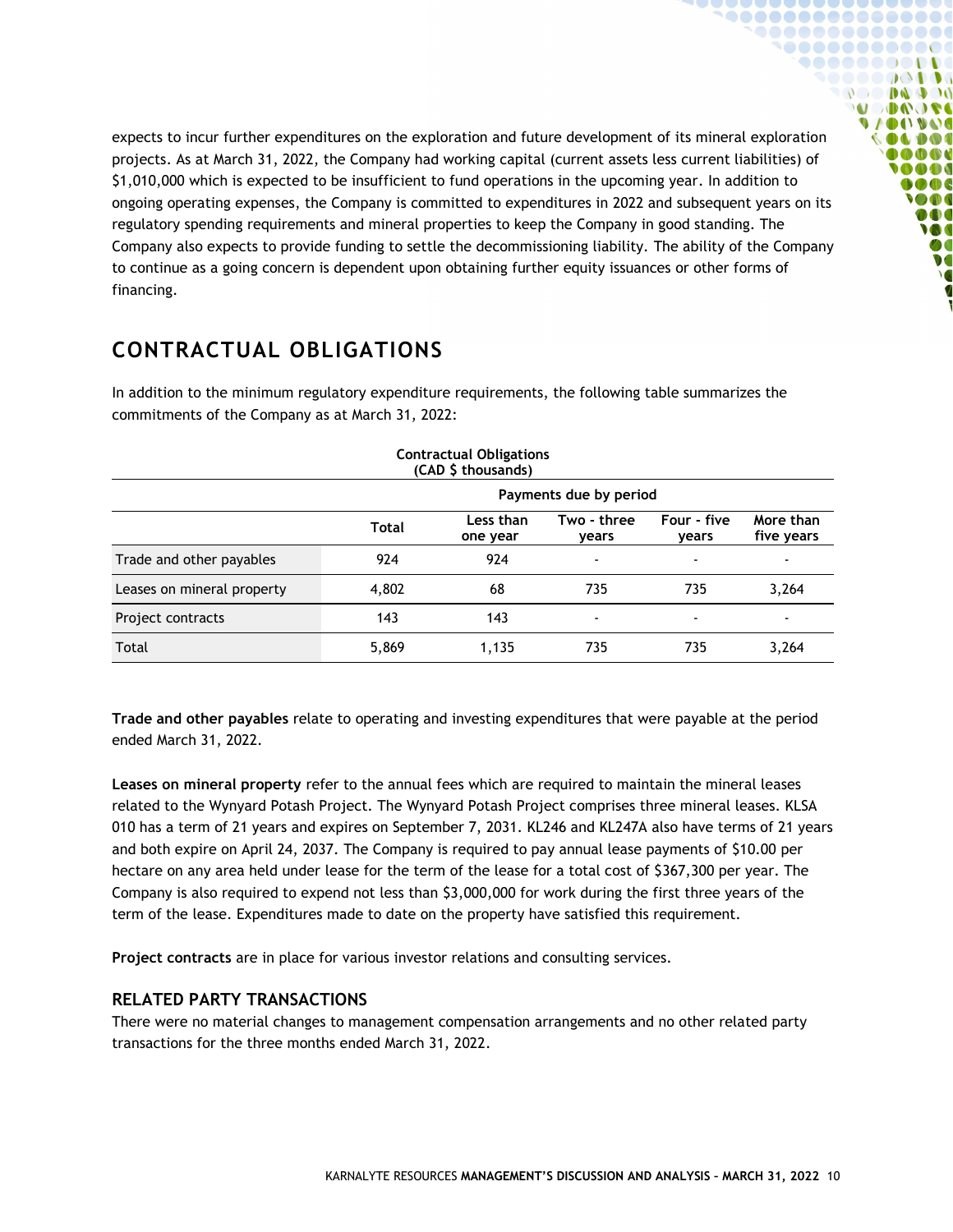expects to incur further expenditures on the exploration and future development of its mineral exploration projects. As at March 31, 2022, the Company had working capital (current assets less current liabilities) of $1,010,000 which is expected to be insufficient to fund operations in the upcoming year. In addition to ongoing operating expenses, the Company is committed to expenditures in 2022 and subsequent years on its regulatory spending requirements and mineral properties to keep the Company in good standing. The Company also expects to provide funding to settle the decommissioning liability. The ability of the Company to continue as a going concern is dependent upon obtaining further equity issuances or other forms of financing.

## CONTRACTUAL OBLIGATIONS

In addition to the minimum regulatory expenditure requirements, the following table summarizes the commitments of the Company as at March 31, 2022:

**Contractual Obligations (CAD $ thousands)**

| | Payments due by period | | | | |
|---|---|---|---|---|---|
| | **Total** | **Less than one year** | **Two - three years** | **Four - five years** | **More than five years** |
| Trade and other payables | 924 | 924 | - | - | - |
| Leases on mineral property | 4,802 | 68 | 735 | 735 | 3,264 |
| Project contracts | 143 | 143 | - | - | - |
| Total | 5,869 | 1,135 | 735 | 735 | 3,264 |

**Trade and other payables** relate to operating and investing expenditures that were payable at the period ended March 31, 2022.

**Leases on mineral property** refer to the annual fees which are required to maintain the mineral leases related to the Wynyard Potash Project. The Wynyard Potash Project comprises three mineral leases. KLSA 010 has a term of 21 years and expires on September 7, 2031. KL246 and KL247A also have terms of 21 years and both expire on April 24, 2037. The Company is required to pay annual lease payments of $10.00 per hectare on any area held under lease for the term of the lease for a total cost of $367,300 per year. The Company is also required to expend not less than $3,000,000 for work during the first three years of the term of the lease. Expenditures made to date on the property have satisfied this requirement.

**Project contracts** are in place for various investor relations and consulting services.

### RELATED PARTY TRANSACTIONS

There were no material changes to management compensation arrangements and no other related party transactions for the three months ended March 31, 2022.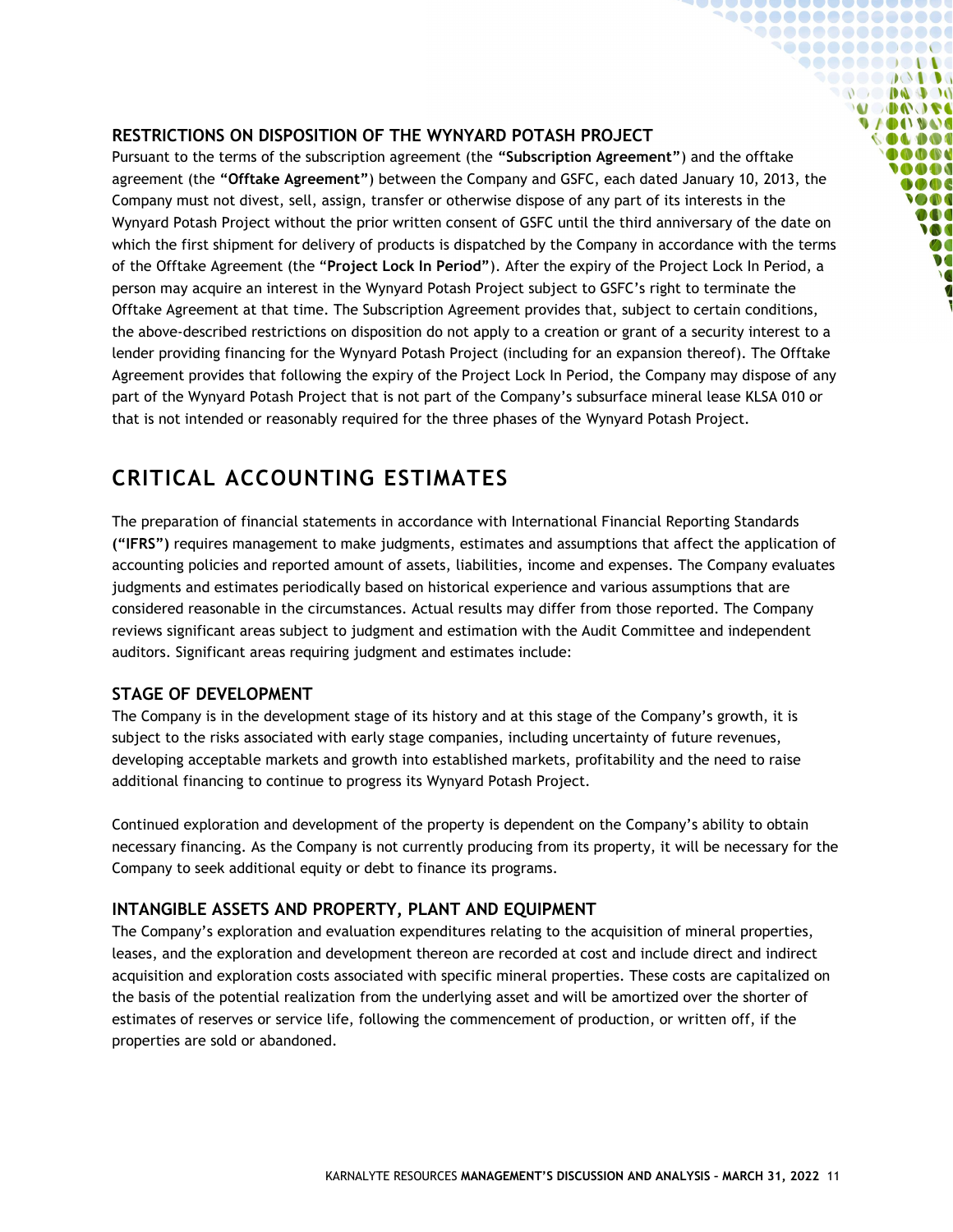### RESTRICTIONS ON DISPOSITION OF THE WYNYARD POTASH PROJECT

Pursuant to the terms of the subscription agreement (the **"Subscription Agreement"**) and the offtake agreement (the **"Offtake Agreement"**) between the Company and GSFC, each dated January 10, 2013, the Company must not divest, sell, assign, transfer or otherwise dispose of any part of its interests in the Wynyard Potash Project without the prior written consent of GSFC until the third anniversary of the date on which the first shipment for delivery of products is dispatched by the Company in accordance with the terms of the Offtake Agreement (the "**Project Lock In Period**"). After the expiry of the Project Lock In Period, a person may acquire an interest in the Wynyard Potash Project subject to GSFC's right to terminate the Offtake Agreement at that time. The Subscription Agreement provides that, subject to certain conditions, the above-described restrictions on disposition do not apply to a creation or grant of a security interest to a lender providing financing for the Wynyard Potash Project (including for an expansion thereof). The Offtake Agreement provides that following the expiry of the Project Lock In Period, the Company may dispose of any part of the Wynyard Potash Project that is not part of the Company's subsurface mineral lease KLSA 010 or that is not intended or reasonably required for the three phases of the Wynyard Potash Project.

## CRITICAL ACCOUNTING ESTIMATES

The preparation of financial statements in accordance with International Financial Reporting Standards **("IFRS")** requires management to make judgments, estimates and assumptions that affect the application of accounting policies and reported amount of assets, liabilities, income and expenses. The Company evaluates judgments and estimates periodically based on historical experience and various assumptions that are considered reasonable in the circumstances. Actual results may differ from those reported. The Company reviews significant areas subject to judgment and estimation with the Audit Committee and independent auditors. Significant areas requiring judgment and estimates include:

### STAGE OF DEVELOPMENT

The Company is in the development stage of its history and at this stage of the Company's growth, it is subject to the risks associated with early stage companies, including uncertainty of future revenues, developing acceptable markets and growth into established markets, profitability and the need to raise additional financing to continue to progress its Wynyard Potash Project.

Continued exploration and development of the property is dependent on the Company's ability to obtain necessary financing. As the Company is not currently producing from its property, it will be necessary for the Company to seek additional equity or debt to finance its programs.

### INTANGIBLE ASSETS AND PROPERTY, PLANT AND EQUIPMENT

The Company's exploration and evaluation expenditures relating to the acquisition of mineral properties, leases, and the exploration and development thereon are recorded at cost and include direct and indirect acquisition and exploration costs associated with specific mineral properties. These costs are capitalized on the basis of the potential realization from the underlying asset and will be amortized over the shorter of estimates of reserves or service life, following the commencement of production, or written off, if the properties are sold or abandoned.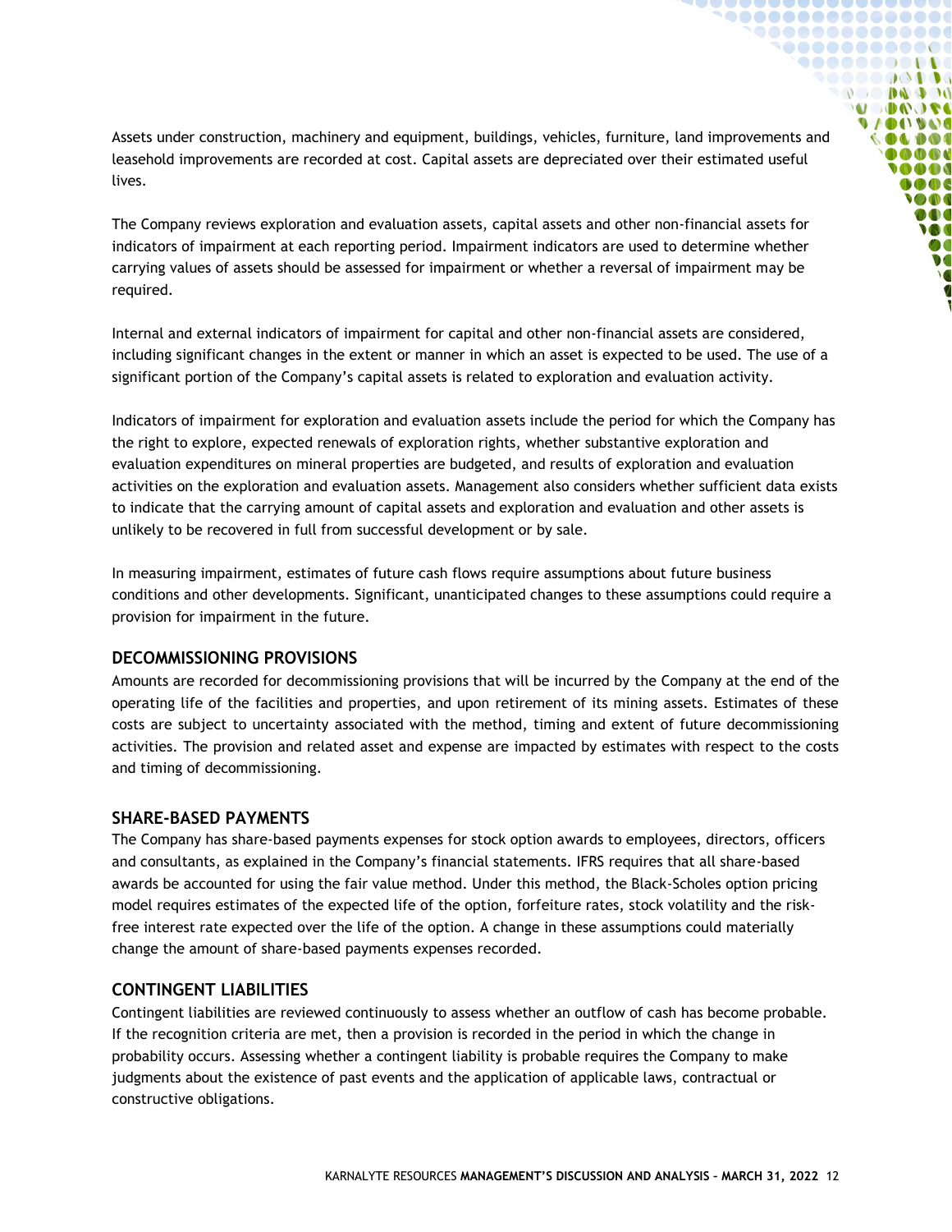Assets under construction, machinery and equipment, buildings, vehicles, furniture, land improvements and leasehold improvements are recorded at cost. Capital assets are depreciated over their estimated useful lives.

The Company reviews exploration and evaluation assets, capital assets and other non-financial assets for indicators of impairment at each reporting period. Impairment indicators are used to determine whether carrying values of assets should be assessed for impairment or whether a reversal of impairment may be required.

Internal and external indicators of impairment for capital and other non-financial assets are considered, including significant changes in the extent or manner in which an asset is expected to be used. The use of a significant portion of the Company's capital assets is related to exploration and evaluation activity.

Indicators of impairment for exploration and evaluation assets include the period for which the Company has the right to explore, expected renewals of exploration rights, whether substantive exploration and evaluation expenditures on mineral properties are budgeted, and results of exploration and evaluation activities on the exploration and evaluation assets. Management also considers whether sufficient data exists to indicate that the carrying amount of capital assets and exploration and evaluation and other assets is unlikely to be recovered in full from successful development or by sale.

In measuring impairment, estimates of future cash flows require assumptions about future business conditions and other developments. Significant, unanticipated changes to these assumptions could require a provision for impairment in the future.

## DECOMMISSIONING PROVISIONS

Amounts are recorded for decommissioning provisions that will be incurred by the Company at the end of the operating life of the facilities and properties, and upon retirement of its mining assets. Estimates of these costs are subject to uncertainty associated with the method, timing and extent of future decommissioning activities. The provision and related asset and expense are impacted by estimates with respect to the costs and timing of decommissioning.

## SHARE-BASED PAYMENTS

The Company has share-based payments expenses for stock option awards to employees, directors, officers and consultants, as explained in the Company's financial statements. IFRS requires that all share-based awards be accounted for using the fair value method. Under this method, the Black-Scholes option pricing model requires estimates of the expected life of the option, forfeiture rates, stock volatility and the risk-free interest rate expected over the life of the option. A change in these assumptions could materially change the amount of share-based payments expenses recorded.

## CONTINGENT LIABILITIES

Contingent liabilities are reviewed continuously to assess whether an outflow of cash has become probable. If the recognition criteria are met, then a provision is recorded in the period in which the change in probability occurs. Assessing whether a contingent liability is probable requires the Company to make judgments about the existence of past events and the application of applicable laws, contractual or constructive obligations.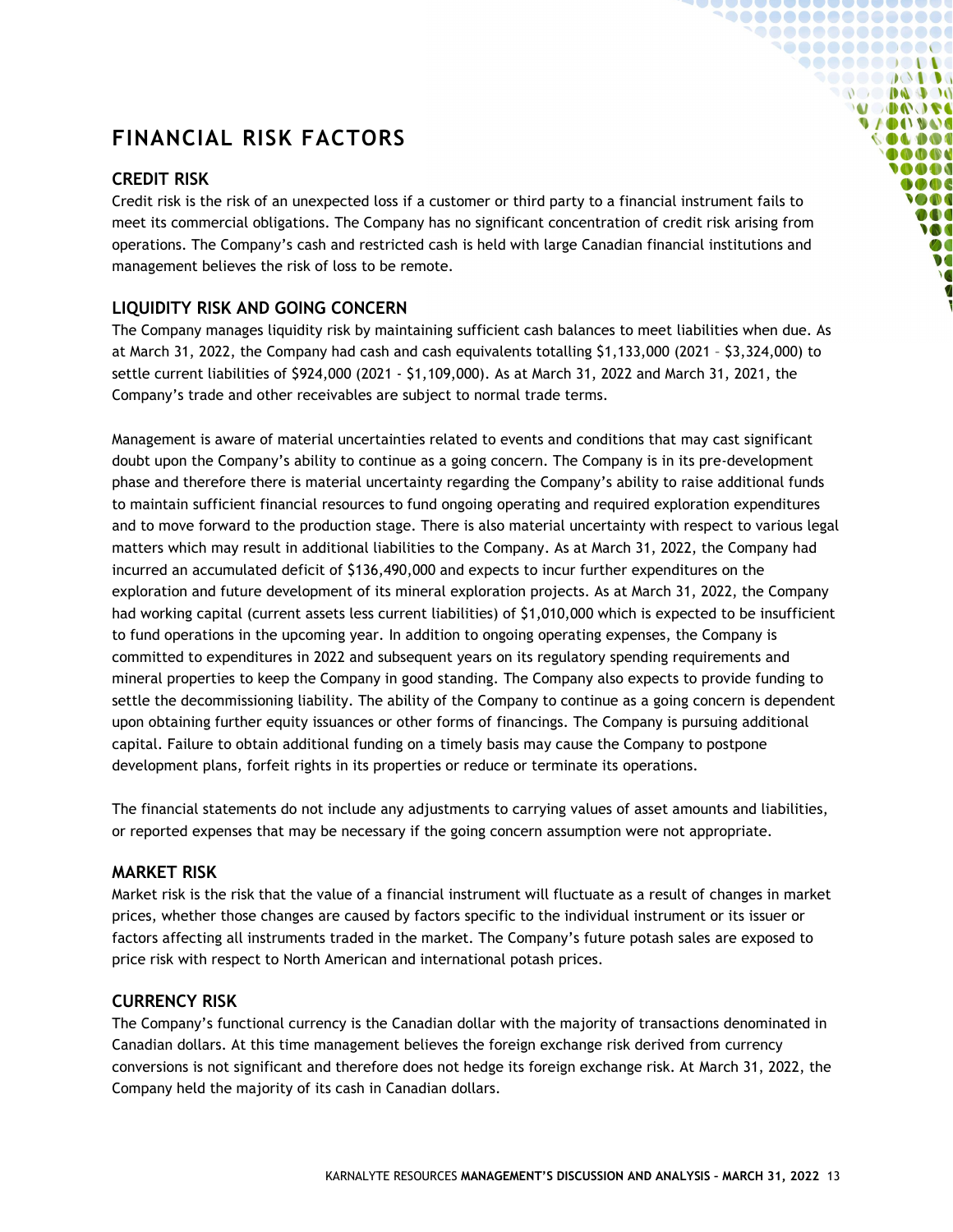# FINANCIAL RISK FACTORS

## CREDIT RISK

Credit risk is the risk of an unexpected loss if a customer or third party to a financial instrument fails to meet its commercial obligations. The Company has no significant concentration of credit risk arising from operations. The Company's cash and restricted cash is held with large Canadian financial institutions and management believes the risk of loss to be remote.

## LIQUIDITY RISK AND GOING CONCERN

The Company manages liquidity risk by maintaining sufficient cash balances to meet liabilities when due. As at March 31, 2022, the Company had cash and cash equivalents totalling $1,133,000 (2021 – $3,324,000) to settle current liabilities of $924,000 (2021 - $1,109,000). As at March 31, 2022 and March 31, 2021, the Company's trade and other receivables are subject to normal trade terms.

Management is aware of material uncertainties related to events and conditions that may cast significant doubt upon the Company's ability to continue as a going concern. The Company is in its pre-development phase and therefore there is material uncertainty regarding the Company's ability to raise additional funds to maintain sufficient financial resources to fund ongoing operating and required exploration expenditures and to move forward to the production stage. There is also material uncertainty with respect to various legal matters which may result in additional liabilities to the Company. As at March 31, 2022, the Company had incurred an accumulated deficit of $136,490,000 and expects to incur further expenditures on the exploration and future development of its mineral exploration projects. As at March 31, 2022, the Company had working capital (current assets less current liabilities) of $1,010,000 which is expected to be insufficient to fund operations in the upcoming year. In addition to ongoing operating expenses, the Company is committed to expenditures in 2022 and subsequent years on its regulatory spending requirements and mineral properties to keep the Company in good standing. The Company also expects to provide funding to settle the decommissioning liability. The ability of the Company to continue as a going concern is dependent upon obtaining further equity issuances or other forms of financings. The Company is pursuing additional capital. Failure to obtain additional funding on a timely basis may cause the Company to postpone development plans, forfeit rights in its properties or reduce or terminate its operations.

The financial statements do not include any adjustments to carrying values of asset amounts and liabilities, or reported expenses that may be necessary if the going concern assumption were not appropriate.

## MARKET RISK

Market risk is the risk that the value of a financial instrument will fluctuate as a result of changes in market prices, whether those changes are caused by factors specific to the individual instrument or its issuer or factors affecting all instruments traded in the market. The Company's future potash sales are exposed to price risk with respect to North American and international potash prices.

## CURRENCY RISK

The Company's functional currency is the Canadian dollar with the majority of transactions denominated in Canadian dollars. At this time management believes the foreign exchange risk derived from currency conversions is not significant and therefore does not hedge its foreign exchange risk. At March 31, 2022, the Company held the majority of its cash in Canadian dollars.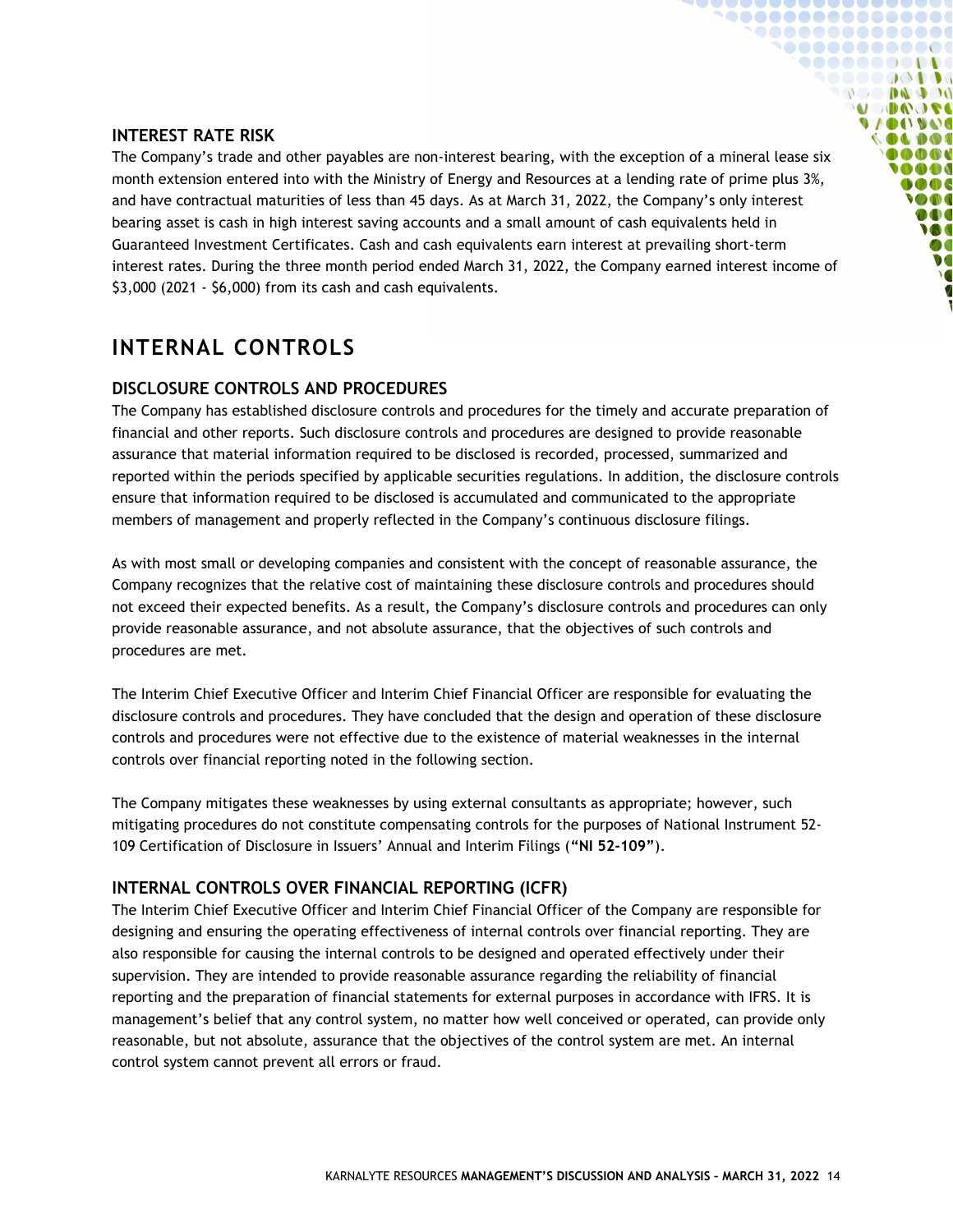### INTEREST RATE RISK

The Company's trade and other payables are non-interest bearing, with the exception of a mineral lease six month extension entered into with the Ministry of Energy and Resources at a lending rate of prime plus 3%, and have contractual maturities of less than 45 days. As at March 31, 2022, the Company's only interest bearing asset is cash in high interest saving accounts and a small amount of cash equivalents held in Guaranteed Investment Certificates. Cash and cash equivalents earn interest at prevailing short-term interest rates. During the three month period ended March 31, 2022, the Company earned interest income of $3,000 (2021 - $6,000) from its cash and cash equivalents.

## INTERNAL CONTROLS

### DISCLOSURE CONTROLS AND PROCEDURES

The Company has established disclosure controls and procedures for the timely and accurate preparation of financial and other reports. Such disclosure controls and procedures are designed to provide reasonable assurance that material information required to be disclosed is recorded, processed, summarized and reported within the periods specified by applicable securities regulations. In addition, the disclosure controls ensure that information required to be disclosed is accumulated and communicated to the appropriate members of management and properly reflected in the Company's continuous disclosure filings.

As with most small or developing companies and consistent with the concept of reasonable assurance, the Company recognizes that the relative cost of maintaining these disclosure controls and procedures should not exceed their expected benefits. As a result, the Company's disclosure controls and procedures can only provide reasonable assurance, and not absolute assurance, that the objectives of such controls and procedures are met.

The Interim Chief Executive Officer and Interim Chief Financial Officer are responsible for evaluating the disclosure controls and procedures. They have concluded that the design and operation of these disclosure controls and procedures were not effective due to the existence of material weaknesses in the internal controls over financial reporting noted in the following section.

The Company mitigates these weaknesses by using external consultants as appropriate; however, such mitigating procedures do not constitute compensating controls for the purposes of National Instrument 52-109 Certification of Disclosure in Issuers' Annual and Interim Filings (**"NI 52-109"**).

### INTERNAL CONTROLS OVER FINANCIAL REPORTING (ICFR)

The Interim Chief Executive Officer and Interim Chief Financial Officer of the Company are responsible for designing and ensuring the operating effectiveness of internal controls over financial reporting. They are also responsible for causing the internal controls to be designed and operated effectively under their supervision. They are intended to provide reasonable assurance regarding the reliability of financial reporting and the preparation of financial statements for external purposes in accordance with IFRS. It is management's belief that any control system, no matter how well conceived or operated, can provide only reasonable, but not absolute, assurance that the objectives of the control system are met. An internal control system cannot prevent all errors or fraud.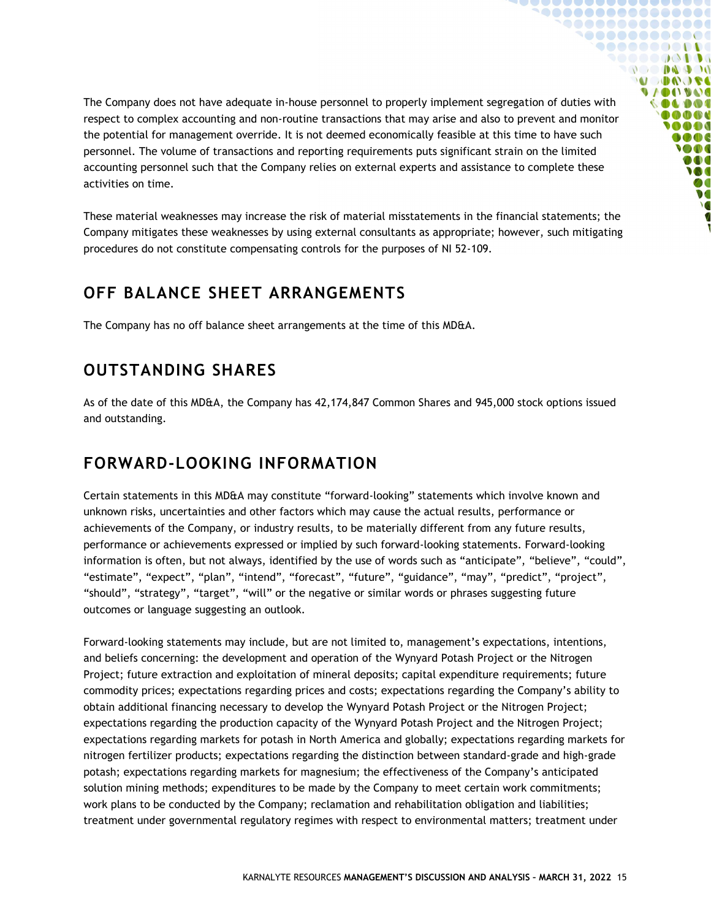The Company does not have adequate in-house personnel to properly implement segregation of duties with respect to complex accounting and non-routine transactions that may arise and also to prevent and monitor the potential for management override. It is not deemed economically feasible at this time to have such personnel. The volume of transactions and reporting requirements puts significant strain on the limited accounting personnel such that the Company relies on external experts and assistance to complete these activities on time.

These material weaknesses may increase the risk of material misstatements in the financial statements; the Company mitigates these weaknesses by using external consultants as appropriate; however, such mitigating procedures do not constitute compensating controls for the purposes of NI 52-109.

## OFF BALANCE SHEET ARRANGEMENTS

The Company has no off balance sheet arrangements at the time of this MD&A.

## OUTSTANDING SHARES

As of the date of this MD&A, the Company has 42,174,847 Common Shares and 945,000 stock options issued and outstanding.

## FORWARD-LOOKING INFORMATION

Certain statements in this MD&A may constitute "forward-looking" statements which involve known and unknown risks, uncertainties and other factors which may cause the actual results, performance or achievements of the Company, or industry results, to be materially different from any future results, performance or achievements expressed or implied by such forward-looking statements. Forward-looking information is often, but not always, identified by the use of words such as "anticipate", "believe", "could", "estimate", "expect", "plan", "intend", "forecast", "future", "guidance", "may", "predict", "project", "should", "strategy", "target", "will" or the negative or similar words or phrases suggesting future outcomes or language suggesting an outlook.

Forward-looking statements may include, but are not limited to, management's expectations, intentions, and beliefs concerning: the development and operation of the Wynyard Potash Project or the Nitrogen Project; future extraction and exploitation of mineral deposits; capital expenditure requirements; future commodity prices; expectations regarding prices and costs; expectations regarding the Company's ability to obtain additional financing necessary to develop the Wynyard Potash Project or the Nitrogen Project; expectations regarding the production capacity of the Wynyard Potash Project and the Nitrogen Project; expectations regarding markets for potash in North America and globally; expectations regarding markets for nitrogen fertilizer products; expectations regarding the distinction between standard-grade and high-grade potash; expectations regarding markets for magnesium; the effectiveness of the Company's anticipated solution mining methods; expenditures to be made by the Company to meet certain work commitments; work plans to be conducted by the Company; reclamation and rehabilitation obligation and liabilities; treatment under governmental regulatory regimes with respect to environmental matters; treatment under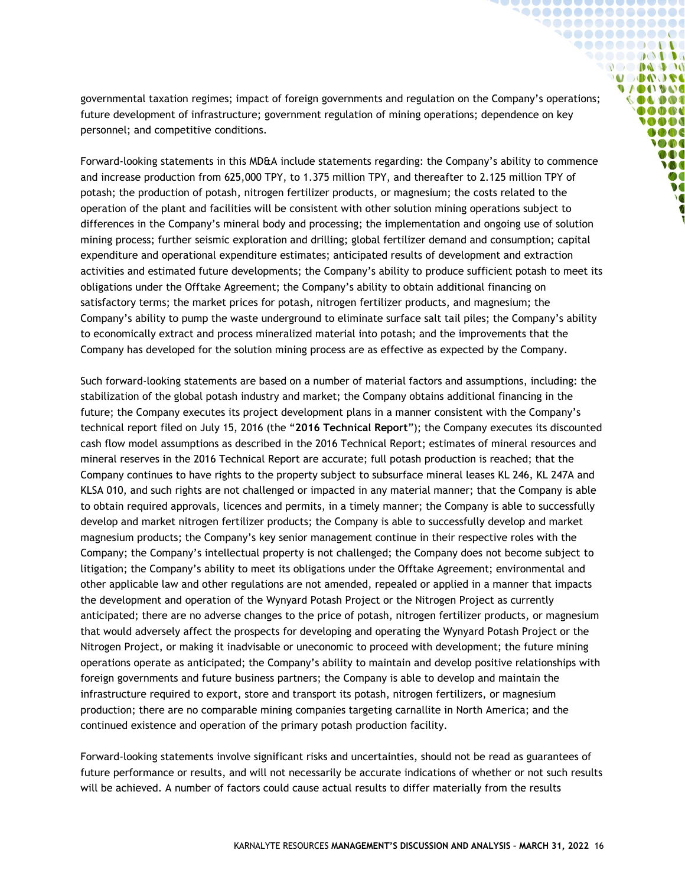governmental taxation regimes; impact of foreign governments and regulation on the Company's operations; future development of infrastructure; government regulation of mining operations; dependence on key personnel; and competitive conditions.

Forward-looking statements in this MD&A include statements regarding: the Company's ability to commence and increase production from 625,000 TPY, to 1.375 million TPY, and thereafter to 2.125 million TPY of potash; the production of potash, nitrogen fertilizer products, or magnesium; the costs related to the operation of the plant and facilities will be consistent with other solution mining operations subject to differences in the Company's mineral body and processing; the implementation and ongoing use of solution mining process; further seismic exploration and drilling; global fertilizer demand and consumption; capital expenditure and operational expenditure estimates; anticipated results of development and extraction activities and estimated future developments; the Company's ability to produce sufficient potash to meet its obligations under the Offtake Agreement; the Company's ability to obtain additional financing on satisfactory terms; the market prices for potash, nitrogen fertilizer products, and magnesium; the Company's ability to pump the waste underground to eliminate surface salt tail piles; the Company's ability to economically extract and process mineralized material into potash; and the improvements that the Company has developed for the solution mining process are as effective as expected by the Company.

Such forward-looking statements are based on a number of material factors and assumptions, including: the stabilization of the global potash industry and market; the Company obtains additional financing in the future; the Company executes its project development plans in a manner consistent with the Company's technical report filed on July 15, 2016 (the "**2016 Technical Report**"); the Company executes its discounted cash flow model assumptions as described in the 2016 Technical Report; estimates of mineral resources and mineral reserves in the 2016 Technical Report are accurate; full potash production is reached; that the Company continues to have rights to the property subject to subsurface mineral leases KL 246, KL 247A and KLSA 010, and such rights are not challenged or impacted in any material manner; that the Company is able to obtain required approvals, licences and permits, in a timely manner; the Company is able to successfully develop and market nitrogen fertilizer products; the Company is able to successfully develop and market magnesium products; the Company's key senior management continue in their respective roles with the Company; the Company's intellectual property is not challenged; the Company does not become subject to litigation; the Company's ability to meet its obligations under the Offtake Agreement; environmental and other applicable law and other regulations are not amended, repealed or applied in a manner that impacts the development and operation of the Wynyard Potash Project or the Nitrogen Project as currently anticipated; there are no adverse changes to the price of potash, nitrogen fertilizer products, or magnesium that would adversely affect the prospects for developing and operating the Wynyard Potash Project or the Nitrogen Project, or making it inadvisable or uneconomic to proceed with development; the future mining operations operate as anticipated; the Company's ability to maintain and develop positive relationships with foreign governments and future business partners; the Company is able to develop and maintain the infrastructure required to export, store and transport its potash, nitrogen fertilizers, or magnesium production; there are no comparable mining companies targeting carnallite in North America; and the continued existence and operation of the primary potash production facility.

Forward-looking statements involve significant risks and uncertainties, should not be read as guarantees of future performance or results, and will not necessarily be accurate indications of whether or not such results will be achieved. A number of factors could cause actual results to differ materially from the results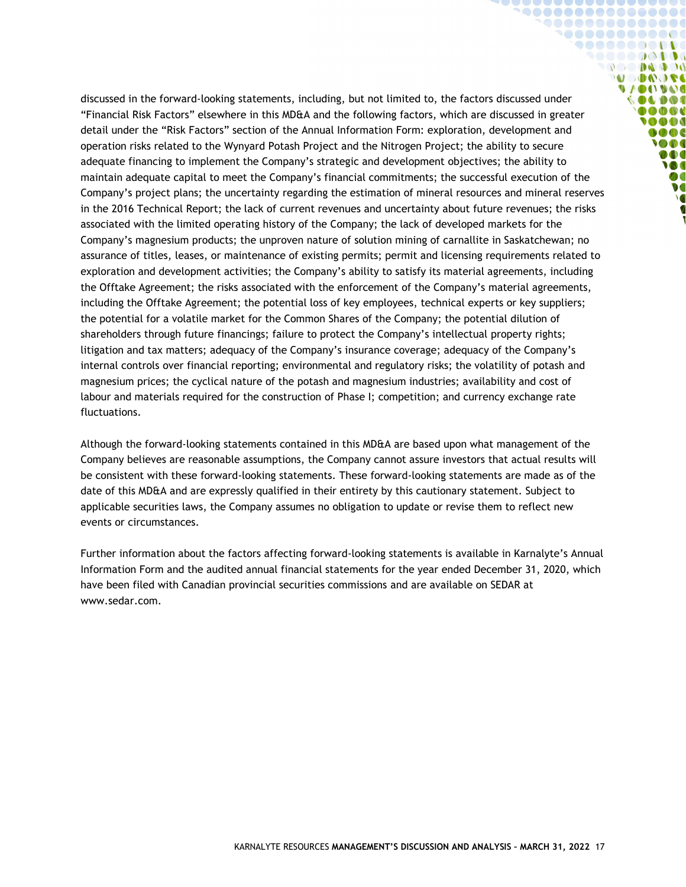discussed in the forward-looking statements, including, but not limited to, the factors discussed under "Financial Risk Factors" elsewhere in this MD&A and the following factors, which are discussed in greater detail under the "Risk Factors" section of the Annual Information Form: exploration, development and operation risks related to the Wynyard Potash Project and the Nitrogen Project; the ability to secure adequate financing to implement the Company's strategic and development objectives; the ability to maintain adequate capital to meet the Company's financial commitments; the successful execution of the Company's project plans; the uncertainty regarding the estimation of mineral resources and mineral reserves in the 2016 Technical Report; the lack of current revenues and uncertainty about future revenues; the risks associated with the limited operating history of the Company; the lack of developed markets for the Company's magnesium products; the unproven nature of solution mining of carnallite in Saskatchewan; no assurance of titles, leases, or maintenance of existing permits; permit and licensing requirements related to exploration and development activities; the Company's ability to satisfy its material agreements, including the Offtake Agreement; the risks associated with the enforcement of the Company's material agreements, including the Offtake Agreement; the potential loss of key employees, technical experts or key suppliers; the potential for a volatile market for the Common Shares of the Company; the potential dilution of shareholders through future financings; failure to protect the Company's intellectual property rights; litigation and tax matters; adequacy of the Company's insurance coverage; adequacy of the Company's internal controls over financial reporting; environmental and regulatory risks; the volatility of potash and magnesium prices; the cyclical nature of the potash and magnesium industries; availability and cost of labour and materials required for the construction of Phase I; competition; and currency exchange rate fluctuations.

Although the forward-looking statements contained in this MD&A are based upon what management of the Company believes are reasonable assumptions, the Company cannot assure investors that actual results will be consistent with these forward-looking statements. These forward-looking statements are made as of the date of this MD&A and are expressly qualified in their entirety by this cautionary statement. Subject to applicable securities laws, the Company assumes no obligation to update or revise them to reflect new events or circumstances.

Further information about the factors affecting forward-looking statements is available in Karnalyte's Annual Information Form and the audited annual financial statements for the year ended December 31, 2020, which have been filed with Canadian provincial securities commissions and are available on SEDAR at www.sedar.com.